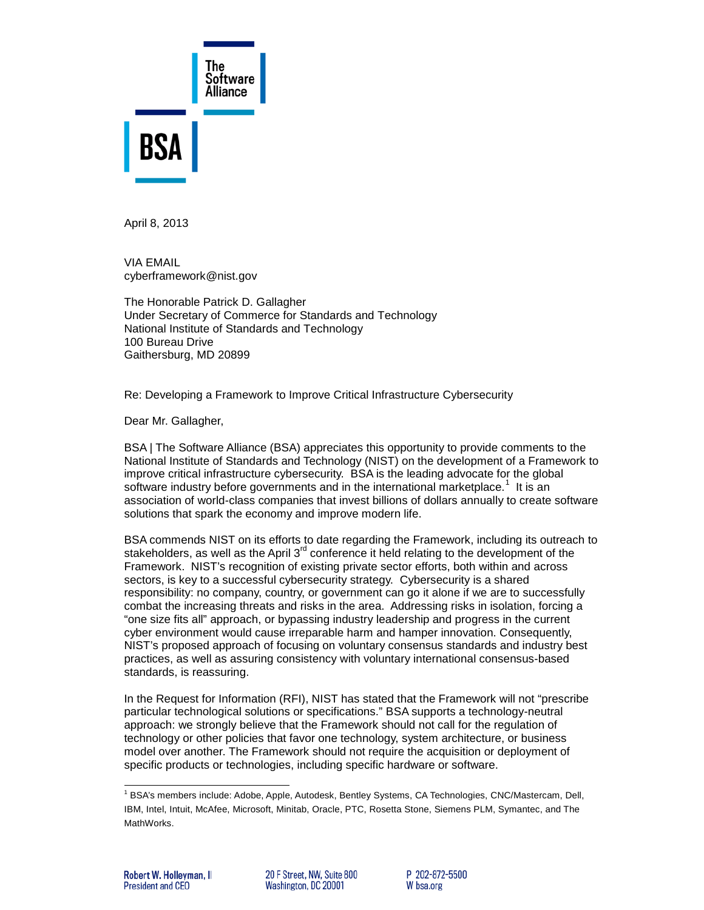April 8, 2013

VIA EMAIL
cyberframework@nist.gov

The Honorable Patrick D. Gallagher
Under Secretary of Commerce for Standards and Technology
National Institute of Standards and Technology
100 Bureau Drive
Gaithersburg, MD 20899

Re: Developing a Framework to Improve Critical Infrastructure Cybersecurity

Dear Mr. Gallagher,

BSA | The Software Alliance (BSA) appreciates this opportunity to provide comments to the National Institute of Standards and Technology (NIST) on the development of a Framework to improve critical infrastructure cybersecurity. BSA is the leading advocate for the global software industry before governments and in the international marketplace.[1] It is an association of world-class companies that invest billions of dollars annually to create software solutions that spark the economy and improve modern life.

BSA commends NIST on its efforts to date regarding the Framework, including its outreach to stakeholders, as well as the April 3rd conference it held relating to the development of the Framework. NIST's recognition of existing private sector efforts, both within and across sectors, is key to a successful cybersecurity strategy. Cybersecurity is a shared responsibility: no company, country, or government can go it alone if we are to successfully combat the increasing threats and risks in the area. Addressing risks in isolation, forcing a "one size fits all" approach, or bypassing industry leadership and progress in the current cyber environment would cause irreparable harm and hamper innovation. Consequently, NIST's proposed approach of focusing on voluntary consensus standards and industry best practices, as well as assuring consistency with voluntary international consensus-based standards, is reassuring.

In the Request for Information (RFI), NIST has stated that the Framework will not "prescribe particular technological solutions or specifications." BSA supports a technology-neutral approach: we strongly believe that the Framework should not call for the regulation of technology or other policies that favor one technology, system architecture, or business model over another. The Framework should not require the acquisition or deployment of specific products or technologies, including specific hardware or software.

[1] BSA's members include: Adobe, Apple, Autodesk, Bentley Systems, CA Technologies, CNC/Mastercam, Dell, IBM, Intel, Intuit, McAfee, Microsoft, Minitab, Oracle, PTC, Rosetta Stone, Siemens PLM, Symantec, and The MathWorks.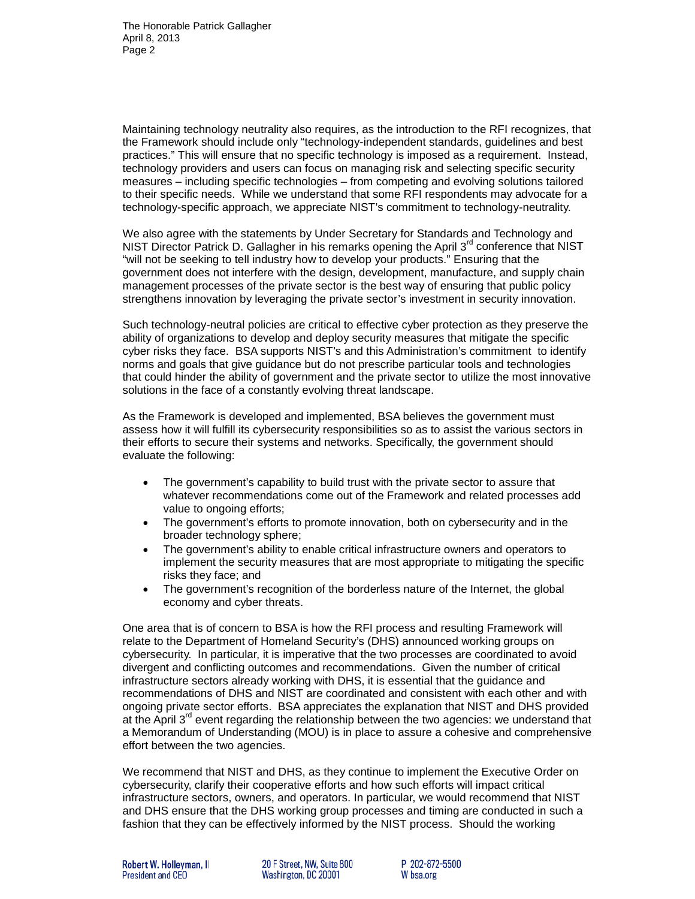Maintaining technology neutrality also requires, as the introduction to the RFI recognizes, that the Framework should include only "technology-independent standards, guidelines and best practices." This will ensure that no specific technology is imposed as a requirement. Instead, technology providers and users can focus on managing risk and selecting specific security measures – including specific technologies – from competing and evolving solutions tailored to their specific needs. While we understand that some RFI respondents may advocate for a technology-specific approach, we appreciate NIST's commitment to technology-neutrality.

We also agree with the statements by Under Secretary for Standards and Technology and NIST Director Patrick D. Gallagher in his remarks opening the April 3rd conference that NIST "will not be seeking to tell industry how to develop your products." Ensuring that the government does not interfere with the design, development, manufacture, and supply chain management processes of the private sector is the best way of ensuring that public policy strengthens innovation by leveraging the private sector's investment in security innovation.

Such technology-neutral policies are critical to effective cyber protection as they preserve the ability of organizations to develop and deploy security measures that mitigate the specific cyber risks they face. BSA supports NIST's and this Administration's commitment to identify norms and goals that give guidance but do not prescribe particular tools and technologies that could hinder the ability of government and the private sector to utilize the most innovative solutions in the face of a constantly evolving threat landscape.

As the Framework is developed and implemented, BSA believes the government must assess how it will fulfill its cybersecurity responsibilities so as to assist the various sectors in their efforts to secure their systems and networks. Specifically, the government should evaluate the following:

- The government's capability to build trust with the private sector to assure that whatever recommendations come out of the Framework and related processes add value to ongoing efforts;
- The government's efforts to promote innovation, both on cybersecurity and in the broader technology sphere;
- The government's ability to enable critical infrastructure owners and operators to implement the security measures that are most appropriate to mitigating the specific risks they face; and
- The government's recognition of the borderless nature of the Internet, the global economy and cyber threats.

One area that is of concern to BSA is how the RFI process and resulting Framework will relate to the Department of Homeland Security's (DHS) announced working groups on cybersecurity. In particular, it is imperative that the two processes are coordinated to avoid divergent and conflicting outcomes and recommendations. Given the number of critical infrastructure sectors already working with DHS, it is essential that the guidance and recommendations of DHS and NIST are coordinated and consistent with each other and with ongoing private sector efforts. BSA appreciates the explanation that NIST and DHS provided at the April 3rd event regarding the relationship between the two agencies: we understand that a Memorandum of Understanding (MOU) is in place to assure a cohesive and comprehensive effort between the two agencies.

We recommend that NIST and DHS, as they continue to implement the Executive Order on cybersecurity, clarify their cooperative efforts and how such efforts will impact critical infrastructure sectors, owners, and operators. In particular, we would recommend that NIST and DHS ensure that the DHS working group processes and timing are conducted in such a fashion that they can be effectively informed by the NIST process. Should the working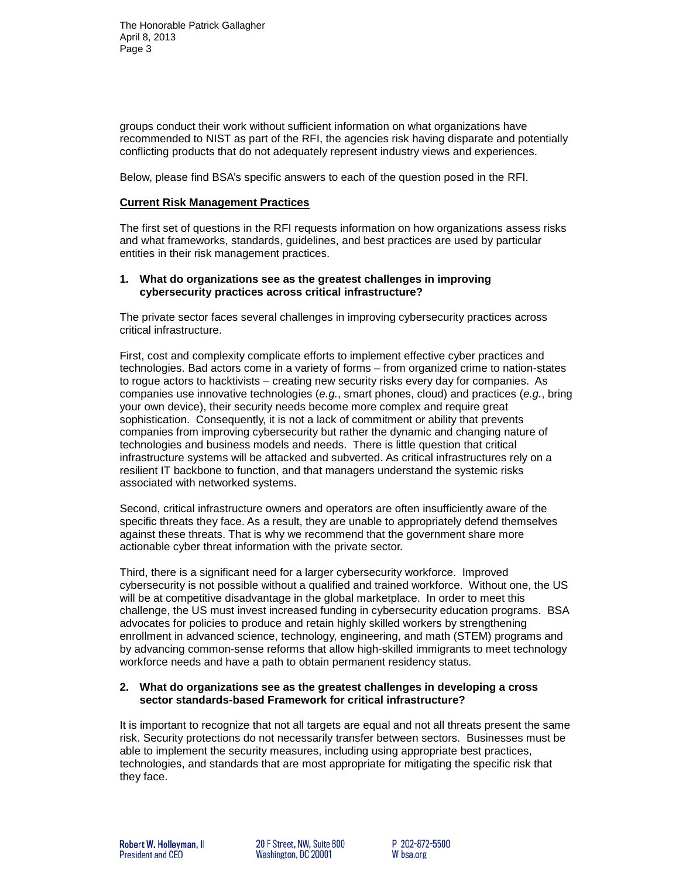groups conduct their work without sufficient information on what organizations have recommended to NIST as part of the RFI, the agencies risk having disparate and potentially conflicting products that do not adequately represent industry views and experiences.

Below, please find BSA's specific answers to each of the question posed in the RFI.

**Current Risk Management Practices**

The first set of questions in the RFI requests information on how organizations assess risks and what frameworks, standards, guidelines, and best practices are used by particular entities in their risk management practices.

**1. What do organizations see as the greatest challenges in improving cybersecurity practices across critical infrastructure?**

The private sector faces several challenges in improving cybersecurity practices across critical infrastructure.

First, cost and complexity complicate efforts to implement effective cyber practices and technologies. Bad actors come in a variety of forms – from organized crime to nation-states to rogue actors to hacktivists – creating new security risks every day for companies. As companies use innovative technologies (*e.g.*, smart phones, cloud) and practices (*e.g.*, bring your own device), their security needs become more complex and require great sophistication. Consequently, it is not a lack of commitment or ability that prevents companies from improving cybersecurity but rather the dynamic and changing nature of technologies and business models and needs. There is little question that critical infrastructure systems will be attacked and subverted. As critical infrastructures rely on a resilient IT backbone to function, and that managers understand the systemic risks associated with networked systems.

Second, critical infrastructure owners and operators are often insufficiently aware of the specific threats they face. As a result, they are unable to appropriately defend themselves against these threats. That is why we recommend that the government share more actionable cyber threat information with the private sector.

Third, there is a significant need for a larger cybersecurity workforce. Improved cybersecurity is not possible without a qualified and trained workforce. Without one, the US will be at competitive disadvantage in the global marketplace. In order to meet this challenge, the US must invest increased funding in cybersecurity education programs. BSA advocates for policies to produce and retain highly skilled workers by strengthening enrollment in advanced science, technology, engineering, and math (STEM) programs and by advancing common-sense reforms that allow high-skilled immigrants to meet technology workforce needs and have a path to obtain permanent residency status.

**2. What do organizations see as the greatest challenges in developing a cross sector standards-based Framework for critical infrastructure?**

It is important to recognize that not all targets are equal and not all threats present the same risk. Security protections do not necessarily transfer between sectors. Businesses must be able to implement the security measures, including using appropriate best practices, technologies, and standards that are most appropriate for mitigating the specific risk that they face.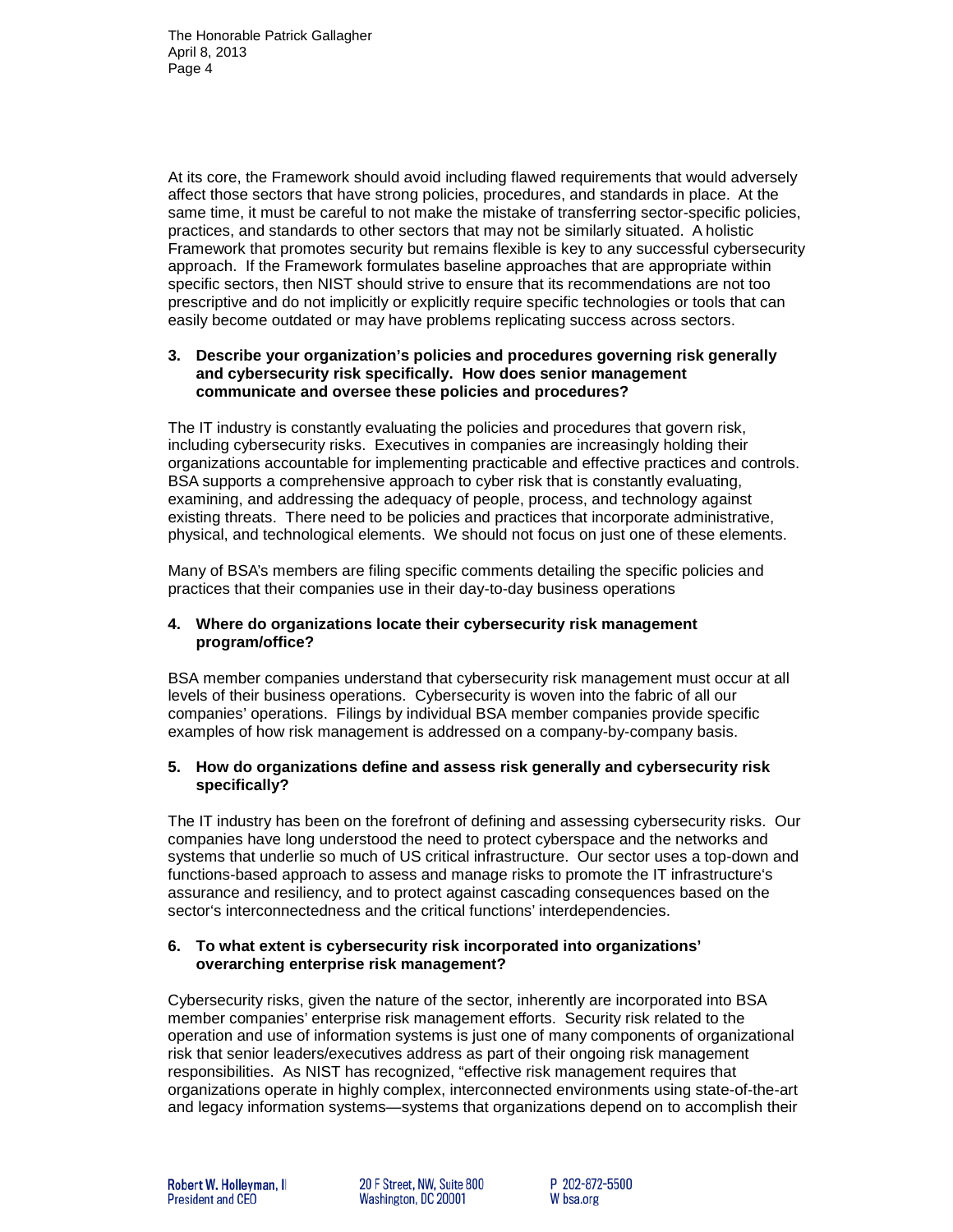At its core, the Framework should avoid including flawed requirements that would adversely affect those sectors that have strong policies, procedures, and standards in place. At the same time, it must be careful to not make the mistake of transferring sector-specific policies, practices, and standards to other sectors that may not be similarly situated. A holistic Framework that promotes security but remains flexible is key to any successful cybersecurity approach. If the Framework formulates baseline approaches that are appropriate within specific sectors, then NIST should strive to ensure that its recommendations are not too prescriptive and do not implicitly or explicitly require specific technologies or tools that can easily become outdated or may have problems replicating success across sectors.

**3. Describe your organization's policies and procedures governing risk generally and cybersecurity risk specifically. How does senior management communicate and oversee these policies and procedures?**

The IT industry is constantly evaluating the policies and procedures that govern risk, including cybersecurity risks. Executives in companies are increasingly holding their organizations accountable for implementing practicable and effective practices and controls. BSA supports a comprehensive approach to cyber risk that is constantly evaluating, examining, and addressing the adequacy of people, process, and technology against existing threats. There need to be policies and practices that incorporate administrative, physical, and technological elements. We should not focus on just one of these elements.

Many of BSA's members are filing specific comments detailing the specific policies and practices that their companies use in their day-to-day business operations

**4. Where do organizations locate their cybersecurity risk management program/office?**

BSA member companies understand that cybersecurity risk management must occur at all levels of their business operations. Cybersecurity is woven into the fabric of all our companies' operations. Filings by individual BSA member companies provide specific examples of how risk management is addressed on a company-by-company basis.

**5. How do organizations define and assess risk generally and cybersecurity risk specifically?**

The IT industry has been on the forefront of defining and assessing cybersecurity risks. Our companies have long understood the need to protect cyberspace and the networks and systems that underlie so much of US critical infrastructure. Our sector uses a top-down and functions-based approach to assess and manage risks to promote the IT infrastructure's assurance and resiliency, and to protect against cascading consequences based on the sector's interconnectedness and the critical functions' interdependencies.

**6. To what extent is cybersecurity risk incorporated into organizations' overarching enterprise risk management?**

Cybersecurity risks, given the nature of the sector, inherently are incorporated into BSA member companies' enterprise risk management efforts. Security risk related to the operation and use of information systems is just one of many components of organizational risk that senior leaders/executives address as part of their ongoing risk management responsibilities. As NIST has recognized, "effective risk management requires that organizations operate in highly complex, interconnected environments using state-of-the-art and legacy information systems—systems that organizations depend on to accomplish their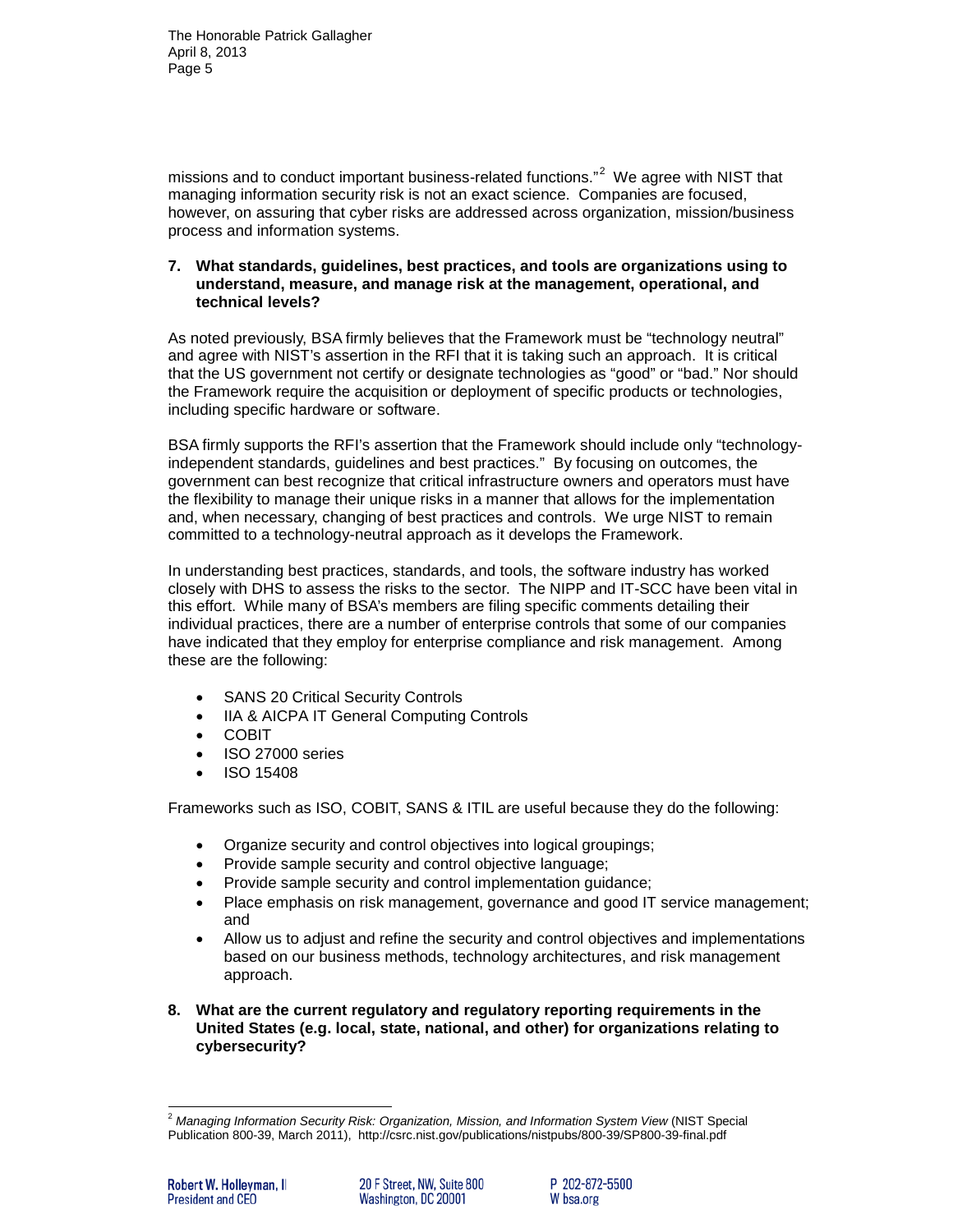missions and to conduct important business-related functions."[2] We agree with NIST that managing information security risk is not an exact science. Companies are focused, however, on assuring that cyber risks are addressed across organization, mission/business process and information systems.

**7. What standards, guidelines, best practices, and tools are organizations using to understand, measure, and manage risk at the management, operational, and technical levels?**

As noted previously, BSA firmly believes that the Framework must be "technology neutral" and agree with NIST's assertion in the RFI that it is taking such an approach. It is critical that the US government not certify or designate technologies as "good" or "bad." Nor should the Framework require the acquisition or deployment of specific products or technologies, including specific hardware or software.

BSA firmly supports the RFI's assertion that the Framework should include only "technology-independent standards, guidelines and best practices." By focusing on outcomes, the government can best recognize that critical infrastructure owners and operators must have the flexibility to manage their unique risks in a manner that allows for the implementation and, when necessary, changing of best practices and controls. We urge NIST to remain committed to a technology-neutral approach as it develops the Framework.

In understanding best practices, standards, and tools, the software industry has worked closely with DHS to assess the risks to the sector. The NIPP and IT-SCC have been vital in this effort. While many of BSA's members are filing specific comments detailing their individual practices, there are a number of enterprise controls that some of our companies have indicated that they employ for enterprise compliance and risk management. Among these are the following:

- SANS 20 Critical Security Controls
- IIA & AICPA IT General Computing Controls
- COBIT
- ISO 27000 series
- ISO 15408

Frameworks such as ISO, COBIT, SANS & ITIL are useful because they do the following:

- Organize security and control objectives into logical groupings;
- Provide sample security and control objective language;
- Provide sample security and control implementation guidance;
- Place emphasis on risk management, governance and good IT service management; and
- Allow us to adjust and refine the security and control objectives and implementations based on our business methods, technology architectures, and risk management approach.

**8. What are the current regulatory and regulatory reporting requirements in the United States (e.g. local, state, national, and other) for organizations relating to cybersecurity?**

---

[2] *Managing Information Security Risk: Organization, Mission, and Information System View* (NIST Special Publication 800-39, March 2011), http://csrc.nist.gov/publications/nistpubs/800-39/SP800-39-final.pdf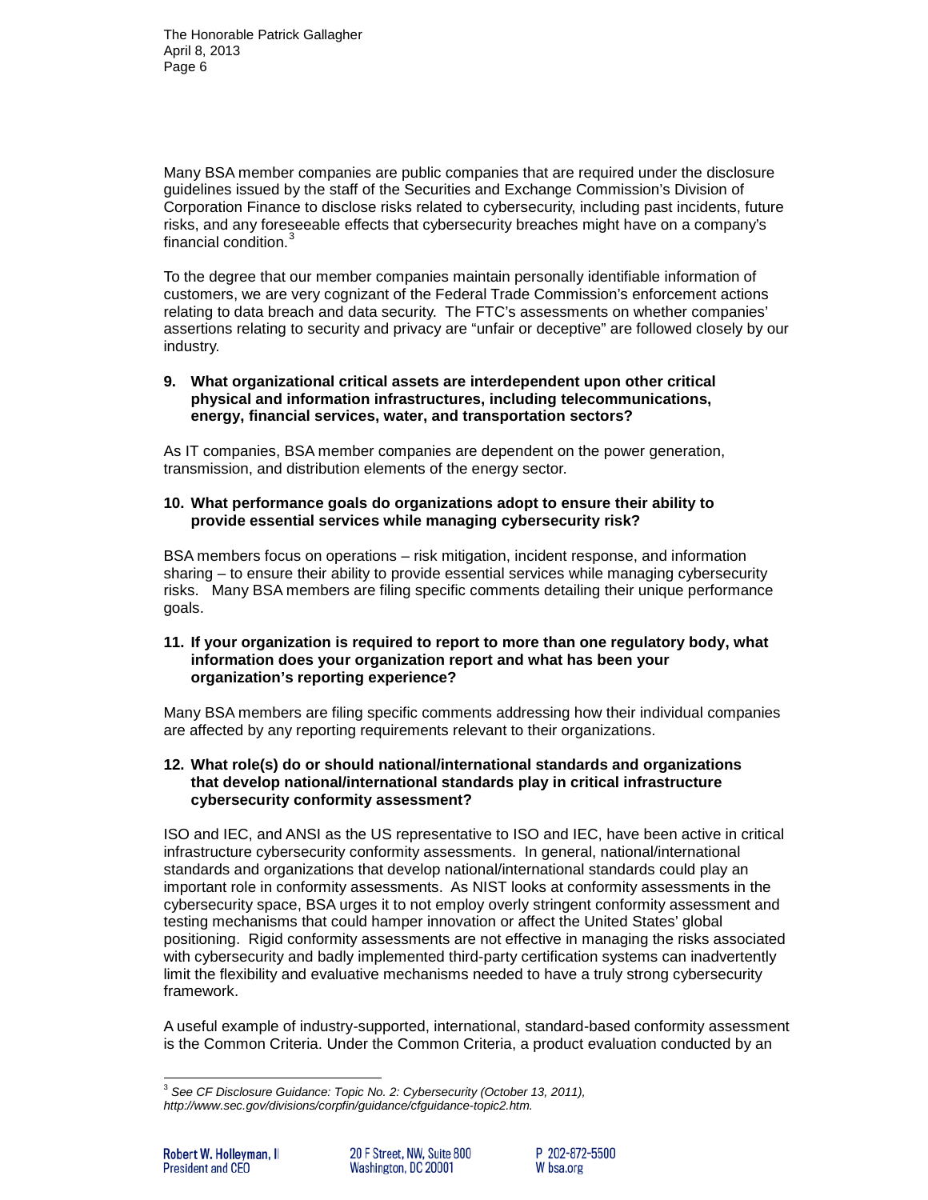Many BSA member companies are public companies that are required under the disclosure guidelines issued by the staff of the Securities and Exchange Commission's Division of Corporation Finance to disclose risks related to cybersecurity, including past incidents, future risks, and any foreseeable effects that cybersecurity breaches might have on a company's financial condition.[3]

To the degree that our member companies maintain personally identifiable information of customers, we are very cognizant of the Federal Trade Commission's enforcement actions relating to data breach and data security. The FTC's assessments on whether companies' assertions relating to security and privacy are "unfair or deceptive" are followed closely by our industry.

**9. What organizational critical assets are interdependent upon other critical physical and information infrastructures, including telecommunications, energy, financial services, water, and transportation sectors?**

As IT companies, BSA member companies are dependent on the power generation, transmission, and distribution elements of the energy sector.

**10. What performance goals do organizations adopt to ensure their ability to provide essential services while managing cybersecurity risk?**

BSA members focus on operations – risk mitigation, incident response, and information sharing – to ensure their ability to provide essential services while managing cybersecurity risks. Many BSA members are filing specific comments detailing their unique performance goals.

**11. If your organization is required to report to more than one regulatory body, what information does your organization report and what has been your organization's reporting experience?**

Many BSA members are filing specific comments addressing how their individual companies are affected by any reporting requirements relevant to their organizations.

**12. What role(s) do or should national/international standards and organizations that develop national/international standards play in critical infrastructure cybersecurity conformity assessment?**

ISO and IEC, and ANSI as the US representative to ISO and IEC, have been active in critical infrastructure cybersecurity conformity assessments. In general, national/international standards and organizations that develop national/international standards could play an important role in conformity assessments. As NIST looks at conformity assessments in the cybersecurity space, BSA urges it to not employ overly stringent conformity assessment and testing mechanisms that could hamper innovation or affect the United States' global positioning. Rigid conformity assessments are not effective in managing the risks associated with cybersecurity and badly implemented third-party certification systems can inadvertently limit the flexibility and evaluative mechanisms needed to have a truly strong cybersecurity framework.

A useful example of industry-supported, international, standard-based conformity assessment is the Common Criteria. Under the Common Criteria, a product evaluation conducted by an

---

[3] *See CF Disclosure Guidance: Topic No. 2: Cybersecurity (October 13, 2011), http://www.sec.gov/divisions/corpfin/guidance/cfguidance-topic2.htm.*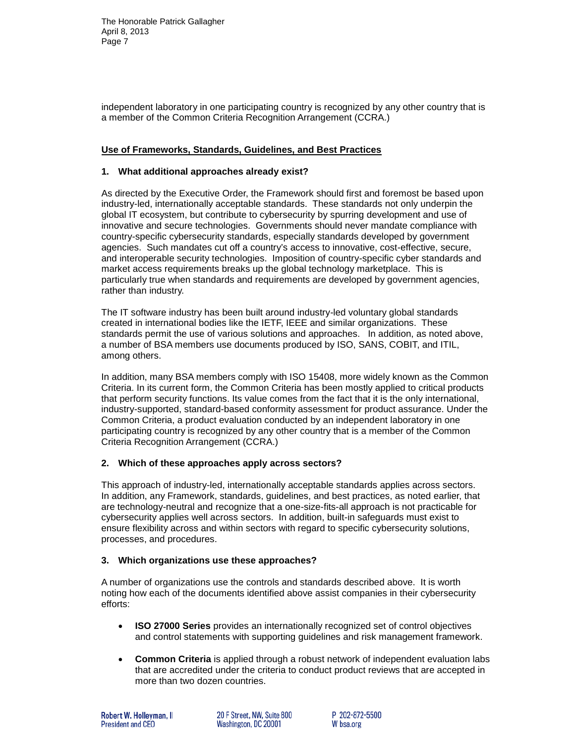independent laboratory in one participating country is recognized by any other country that is a member of the Common Criteria Recognition Arrangement (CCRA.)

## Use of Frameworks, Standards, Guidelines, and Best Practices

### 1. What additional approaches already exist?

As directed by the Executive Order, the Framework should first and foremost be based upon industry-led, internationally acceptable standards. These standards not only underpin the global IT ecosystem, but contribute to cybersecurity by spurring development and use of innovative and secure technologies. Governments should never mandate compliance with country-specific cybersecurity standards, especially standards developed by government agencies. Such mandates cut off a country's access to innovative, cost-effective, secure, and interoperable security technologies. Imposition of country-specific cyber standards and market access requirements breaks up the global technology marketplace. This is particularly true when standards and requirements are developed by government agencies, rather than industry.

The IT software industry has been built around industry-led voluntary global standards created in international bodies like the IETF, IEEE and similar organizations. These standards permit the use of various solutions and approaches. In addition, as noted above, a number of BSA members use documents produced by ISO, SANS, COBIT, and ITIL, among others.

In addition, many BSA members comply with ISO 15408, more widely known as the Common Criteria. In its current form, the Common Criteria has been mostly applied to critical products that perform security functions. Its value comes from the fact that it is the only international, industry-supported, standard-based conformity assessment for product assurance. Under the Common Criteria, a product evaluation conducted by an independent laboratory in one participating country is recognized by any other country that is a member of the Common Criteria Recognition Arrangement (CCRA.)

### 2. Which of these approaches apply across sectors?

This approach of industry-led, internationally acceptable standards applies across sectors. In addition, any Framework, standards, guidelines, and best practices, as noted earlier, that are technology-neutral and recognize that a one-size-fits-all approach is not practicable for cybersecurity applies well across sectors. In addition, built-in safeguards must exist to ensure flexibility across and within sectors with regard to specific cybersecurity solutions, processes, and procedures.

### 3. Which organizations use these approaches?

A number of organizations use the controls and standards described above. It is worth noting how each of the documents identified above assist companies in their cybersecurity efforts:

- **ISO 27000 Series** provides an internationally recognized set of control objectives and control statements with supporting guidelines and risk management framework.
- **Common Criteria** is applied through a robust network of independent evaluation labs that are accredited under the criteria to conduct product reviews that are accepted in more than two dozen countries.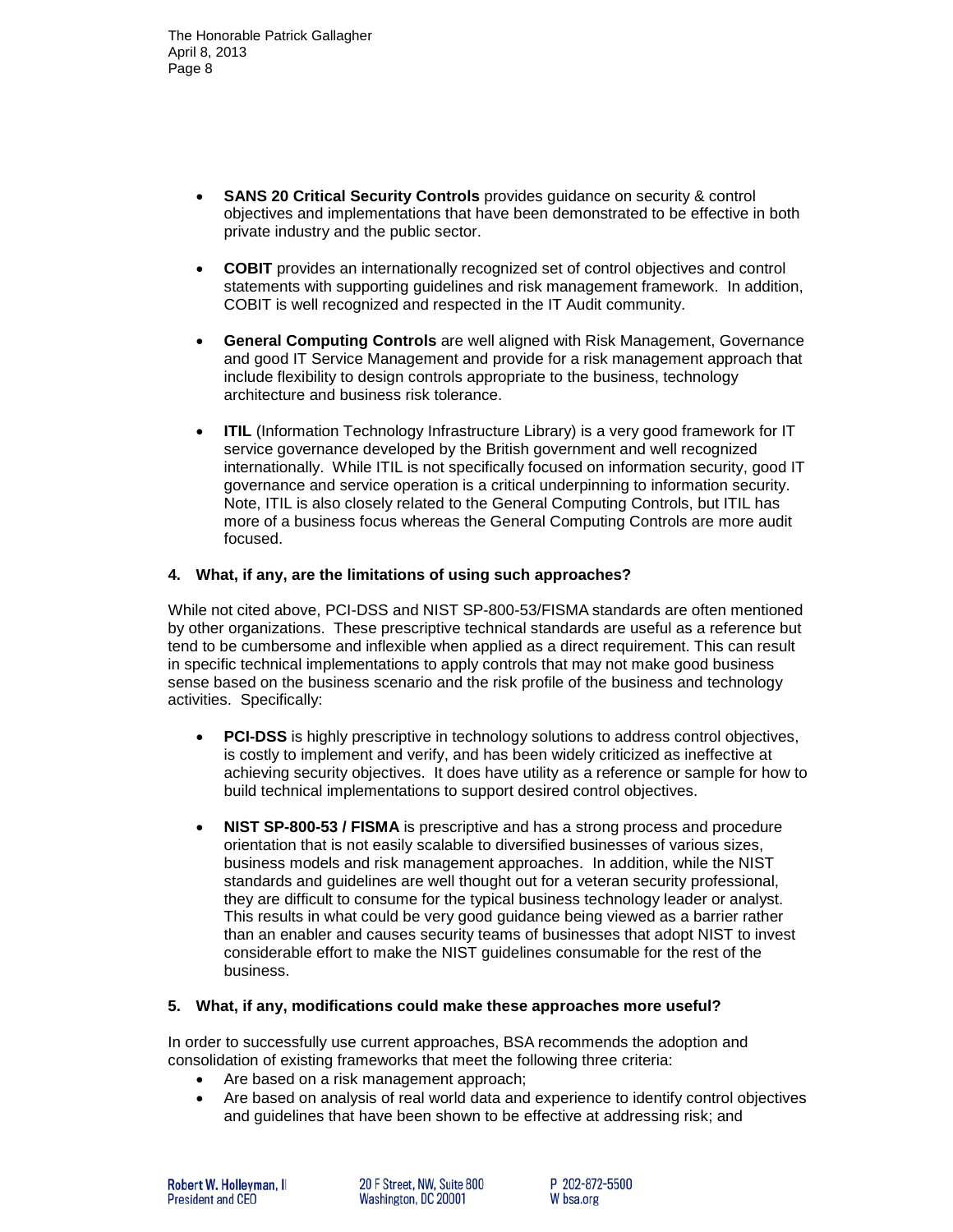- **SANS 20 Critical Security Controls** provides guidance on security & control objectives and implementations that have been demonstrated to be effective in both private industry and the public sector.

- **COBIT** provides an internationally recognized set of control objectives and control statements with supporting guidelines and risk management framework. In addition, COBIT is well recognized and respected in the IT Audit community.

- **General Computing Controls** are well aligned with Risk Management, Governance and good IT Service Management and provide for a risk management approach that include flexibility to design controls appropriate to the business, technology architecture and business risk tolerance.

- **ITIL** (Information Technology Infrastructure Library) is a very good framework for IT service governance developed by the British government and well recognized internationally. While ITIL is not specifically focused on information security, good IT governance and service operation is a critical underpinning to information security. Note, ITIL is also closely related to the General Computing Controls, but ITIL has more of a business focus whereas the General Computing Controls are more audit focused.

**4. What, if any, are the limitations of using such approaches?**

While not cited above, PCI-DSS and NIST SP-800-53/FISMA standards are often mentioned by other organizations. These prescriptive technical standards are useful as a reference but tend to be cumbersome and inflexible when applied as a direct requirement. This can result in specific technical implementations to apply controls that may not make good business sense based on the business scenario and the risk profile of the business and technology activities. Specifically:

- **PCI-DSS** is highly prescriptive in technology solutions to address control objectives, is costly to implement and verify, and has been widely criticized as ineffective at achieving security objectives. It does have utility as a reference or sample for how to build technical implementations to support desired control objectives.

- **NIST SP-800-53 / FISMA** is prescriptive and has a strong process and procedure orientation that is not easily scalable to diversified businesses of various sizes, business models and risk management approaches. In addition, while the NIST standards and guidelines are well thought out for a veteran security professional, they are difficult to consume for the typical business technology leader or analyst. This results in what could be very good guidance being viewed as a barrier rather than an enabler and causes security teams of businesses that adopt NIST to invest considerable effort to make the NIST guidelines consumable for the rest of the business.

**5. What, if any, modifications could make these approaches more useful?**

In order to successfully use current approaches, BSA recommends the adoption and consolidation of existing frameworks that meet the following three criteria:

- Are based on a risk management approach;
- Are based on analysis of real world data and experience to identify control objectives and guidelines that have been shown to be effective at addressing risk; and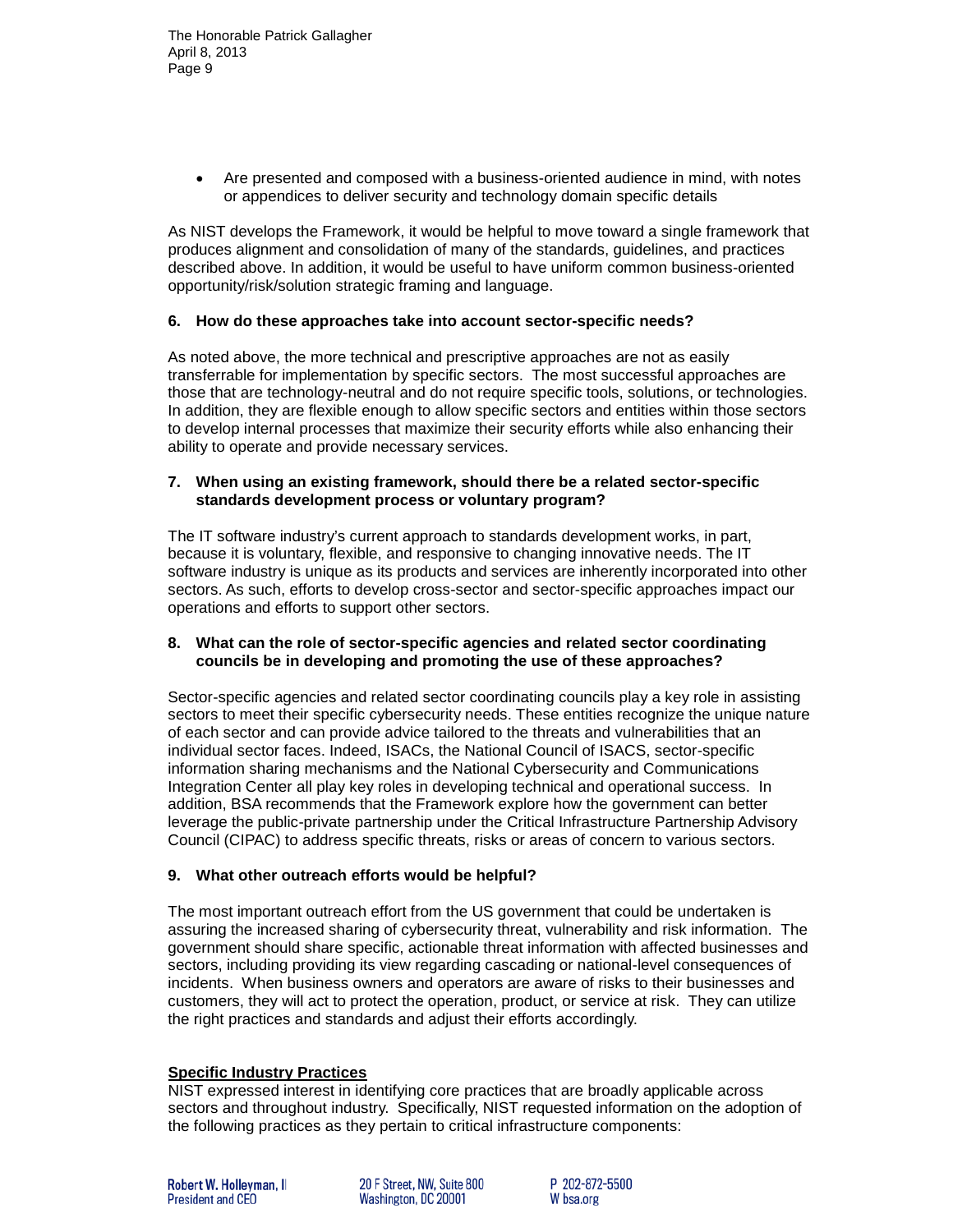- Are presented and composed with a business-oriented audience in mind, with notes or appendices to deliver security and technology domain specific details

As NIST develops the Framework, it would be helpful to move toward a single framework that produces alignment and consolidation of many of the standards, guidelines, and practices described above. In addition, it would be useful to have uniform common business-oriented opportunity/risk/solution strategic framing and language.

**6. How do these approaches take into account sector-specific needs?**

As noted above, the more technical and prescriptive approaches are not as easily transferrable for implementation by specific sectors. The most successful approaches are those that are technology-neutral and do not require specific tools, solutions, or technologies. In addition, they are flexible enough to allow specific sectors and entities within those sectors to develop internal processes that maximize their security efforts while also enhancing their ability to operate and provide necessary services.

**7. When using an existing framework, should there be a related sector-specific standards development process or voluntary program?**

The IT software industry's current approach to standards development works, in part, because it is voluntary, flexible, and responsive to changing innovative needs. The IT software industry is unique as its products and services are inherently incorporated into other sectors. As such, efforts to develop cross-sector and sector-specific approaches impact our operations and efforts to support other sectors.

**8. What can the role of sector-specific agencies and related sector coordinating councils be in developing and promoting the use of these approaches?**

Sector-specific agencies and related sector coordinating councils play a key role in assisting sectors to meet their specific cybersecurity needs. These entities recognize the unique nature of each sector and can provide advice tailored to the threats and vulnerabilities that an individual sector faces. Indeed, ISACs, the National Council of ISACS, sector-specific information sharing mechanisms and the National Cybersecurity and Communications Integration Center all play key roles in developing technical and operational success. In addition, BSA recommends that the Framework explore how the government can better leverage the public-private partnership under the Critical Infrastructure Partnership Advisory Council (CIPAC) to address specific threats, risks or areas of concern to various sectors.

**9. What other outreach efforts would be helpful?**

The most important outreach effort from the US government that could be undertaken is assuring the increased sharing of cybersecurity threat, vulnerability and risk information. The government should share specific, actionable threat information with affected businesses and sectors, including providing its view regarding cascading or national-level consequences of incidents. When business owners and operators are aware of risks to their businesses and customers, they will act to protect the operation, product, or service at risk. They can utilize the right practices and standards and adjust their efforts accordingly.

**Specific Industry Practices**

NIST expressed interest in identifying core practices that are broadly applicable across sectors and throughout industry. Specifically, NIST requested information on the adoption of the following practices as they pertain to critical infrastructure components: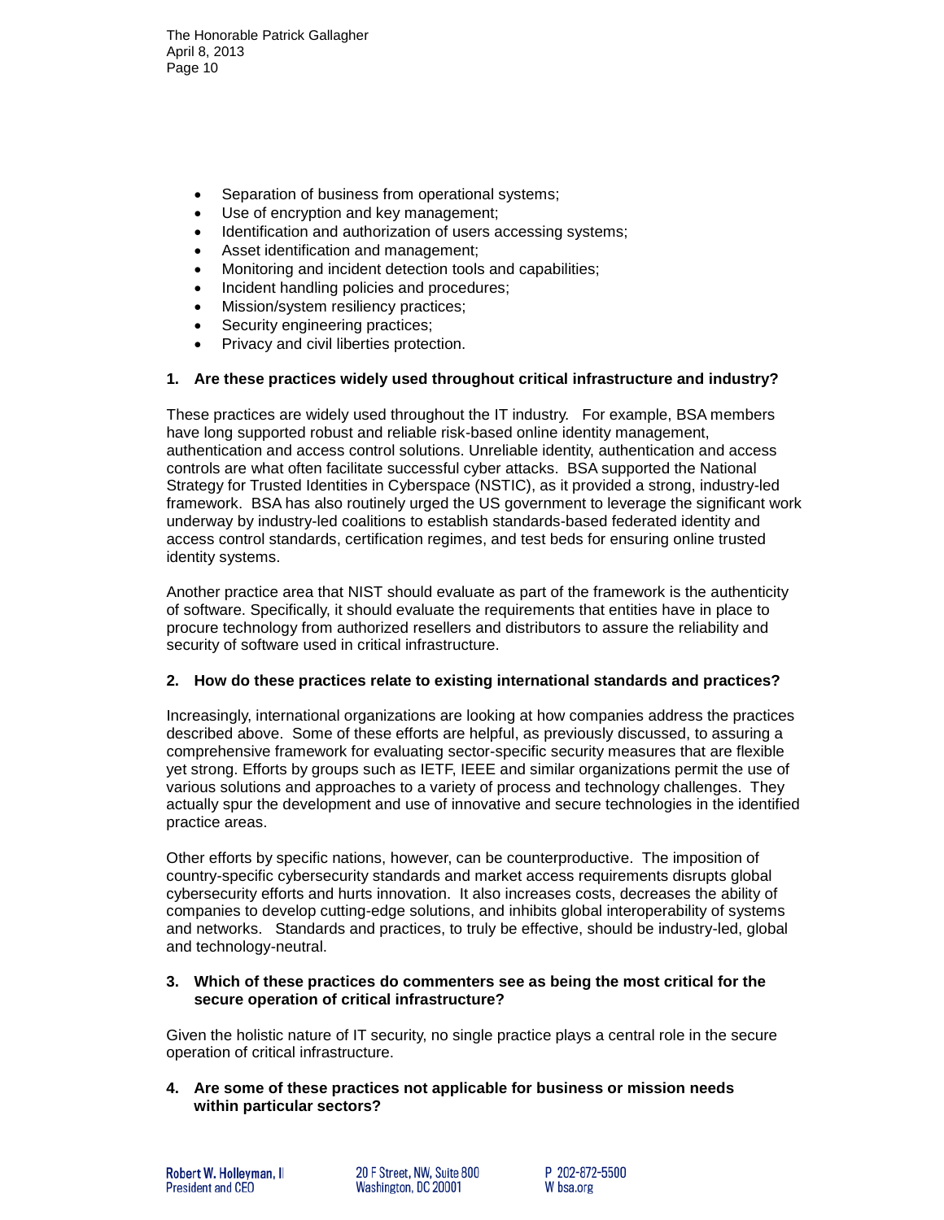- Separation of business from operational systems;
- Use of encryption and key management;
- Identification and authorization of users accessing systems;
- Asset identification and management;
- Monitoring and incident detection tools and capabilities;
- Incident handling policies and procedures;
- Mission/system resiliency practices;
- Security engineering practices;
- Privacy and civil liberties protection.

**1. Are these practices widely used throughout critical infrastructure and industry?**

These practices are widely used throughout the IT industry. For example, BSA members have long supported robust and reliable risk-based online identity management, authentication and access control solutions. Unreliable identity, authentication and access controls are what often facilitate successful cyber attacks. BSA supported the National Strategy for Trusted Identities in Cyberspace (NSTIC), as it provided a strong, industry-led framework. BSA has also routinely urged the US government to leverage the significant work underway by industry-led coalitions to establish standards-based federated identity and access control standards, certification regimes, and test beds for ensuring online trusted identity systems.

Another practice area that NIST should evaluate as part of the framework is the authenticity of software. Specifically, it should evaluate the requirements that entities have in place to procure technology from authorized resellers and distributors to assure the reliability and security of software used in critical infrastructure.

**2. How do these practices relate to existing international standards and practices?**

Increasingly, international organizations are looking at how companies address the practices described above. Some of these efforts are helpful, as previously discussed, to assuring a comprehensive framework for evaluating sector-specific security measures that are flexible yet strong. Efforts by groups such as IETF, IEEE and similar organizations permit the use of various solutions and approaches to a variety of process and technology challenges. They actually spur the development and use of innovative and secure technologies in the identified practice areas.

Other efforts by specific nations, however, can be counterproductive. The imposition of country-specific cybersecurity standards and market access requirements disrupts global cybersecurity efforts and hurts innovation. It also increases costs, decreases the ability of companies to develop cutting-edge solutions, and inhibits global interoperability of systems and networks. Standards and practices, to truly be effective, should be industry-led, global and technology-neutral.

**3. Which of these practices do commenters see as being the most critical for the secure operation of critical infrastructure?**

Given the holistic nature of IT security, no single practice plays a central role in the secure operation of critical infrastructure.

**4. Are some of these practices not applicable for business or mission needs within particular sectors?**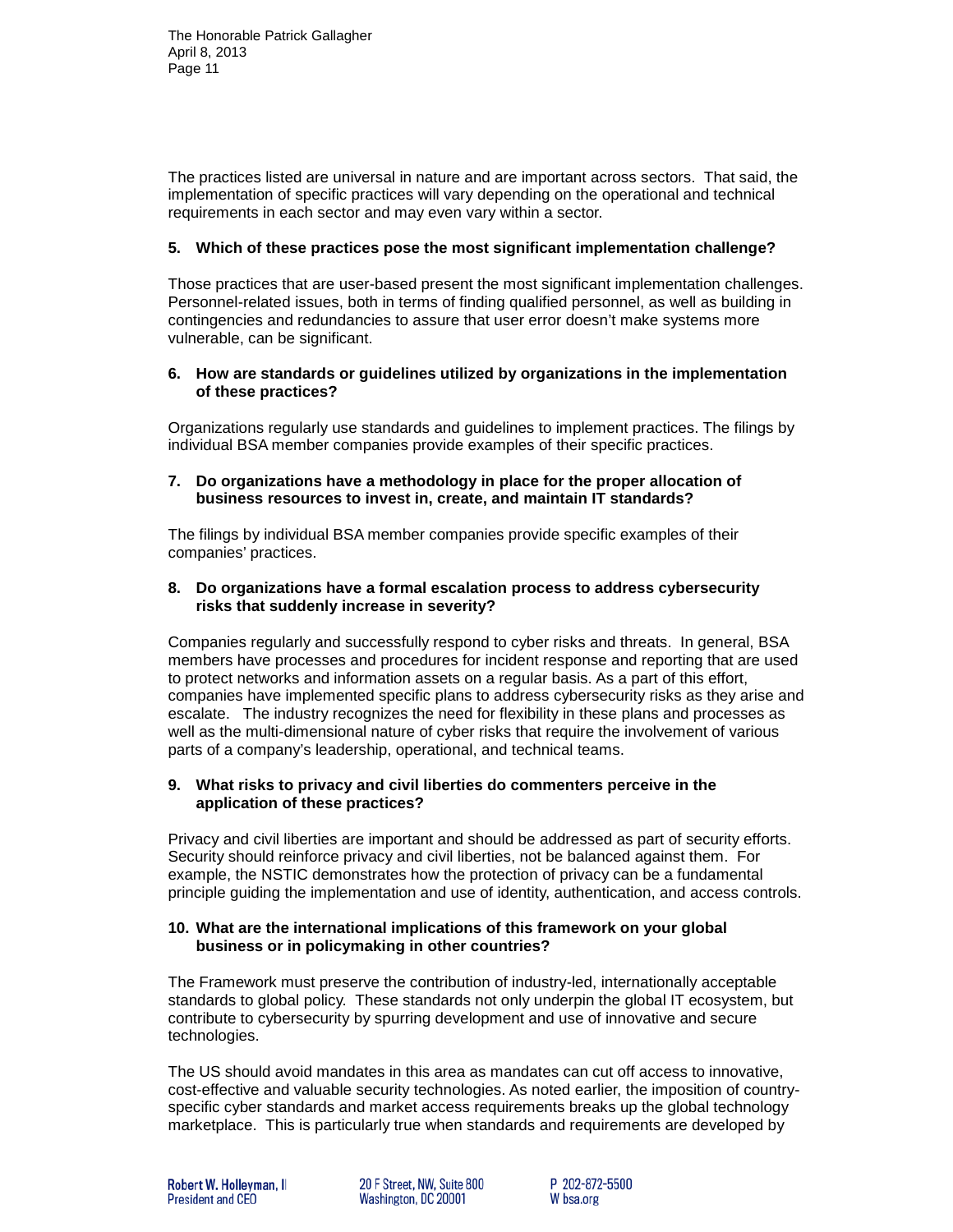The practices listed are universal in nature and are important across sectors. That said, the implementation of specific practices will vary depending on the operational and technical requirements in each sector and may even vary within a sector.

**5. Which of these practices pose the most significant implementation challenge?**

Those practices that are user-based present the most significant implementation challenges. Personnel-related issues, both in terms of finding qualified personnel, as well as building in contingencies and redundancies to assure that user error doesn't make systems more vulnerable, can be significant.

**6. How are standards or guidelines utilized by organizations in the implementation of these practices?**

Organizations regularly use standards and guidelines to implement practices. The filings by individual BSA member companies provide examples of their specific practices.

**7. Do organizations have a methodology in place for the proper allocation of business resources to invest in, create, and maintain IT standards?**

The filings by individual BSA member companies provide specific examples of their companies' practices.

**8. Do organizations have a formal escalation process to address cybersecurity risks that suddenly increase in severity?**

Companies regularly and successfully respond to cyber risks and threats. In general, BSA members have processes and procedures for incident response and reporting that are used to protect networks and information assets on a regular basis. As a part of this effort, companies have implemented specific plans to address cybersecurity risks as they arise and escalate. The industry recognizes the need for flexibility in these plans and processes as well as the multi-dimensional nature of cyber risks that require the involvement of various parts of a company's leadership, operational, and technical teams.

**9. What risks to privacy and civil liberties do commenters perceive in the application of these practices?**

Privacy and civil liberties are important and should be addressed as part of security efforts. Security should reinforce privacy and civil liberties, not be balanced against them. For example, the NSTIC demonstrates how the protection of privacy can be a fundamental principle guiding the implementation and use of identity, authentication, and access controls.

**10. What are the international implications of this framework on your global business or in policymaking in other countries?**

The Framework must preserve the contribution of industry-led, internationally acceptable standards to global policy. These standards not only underpin the global IT ecosystem, but contribute to cybersecurity by spurring development and use of innovative and secure technologies.

The US should avoid mandates in this area as mandates can cut off access to innovative, cost-effective and valuable security technologies. As noted earlier, the imposition of country-specific cyber standards and market access requirements breaks up the global technology marketplace. This is particularly true when standards and requirements are developed by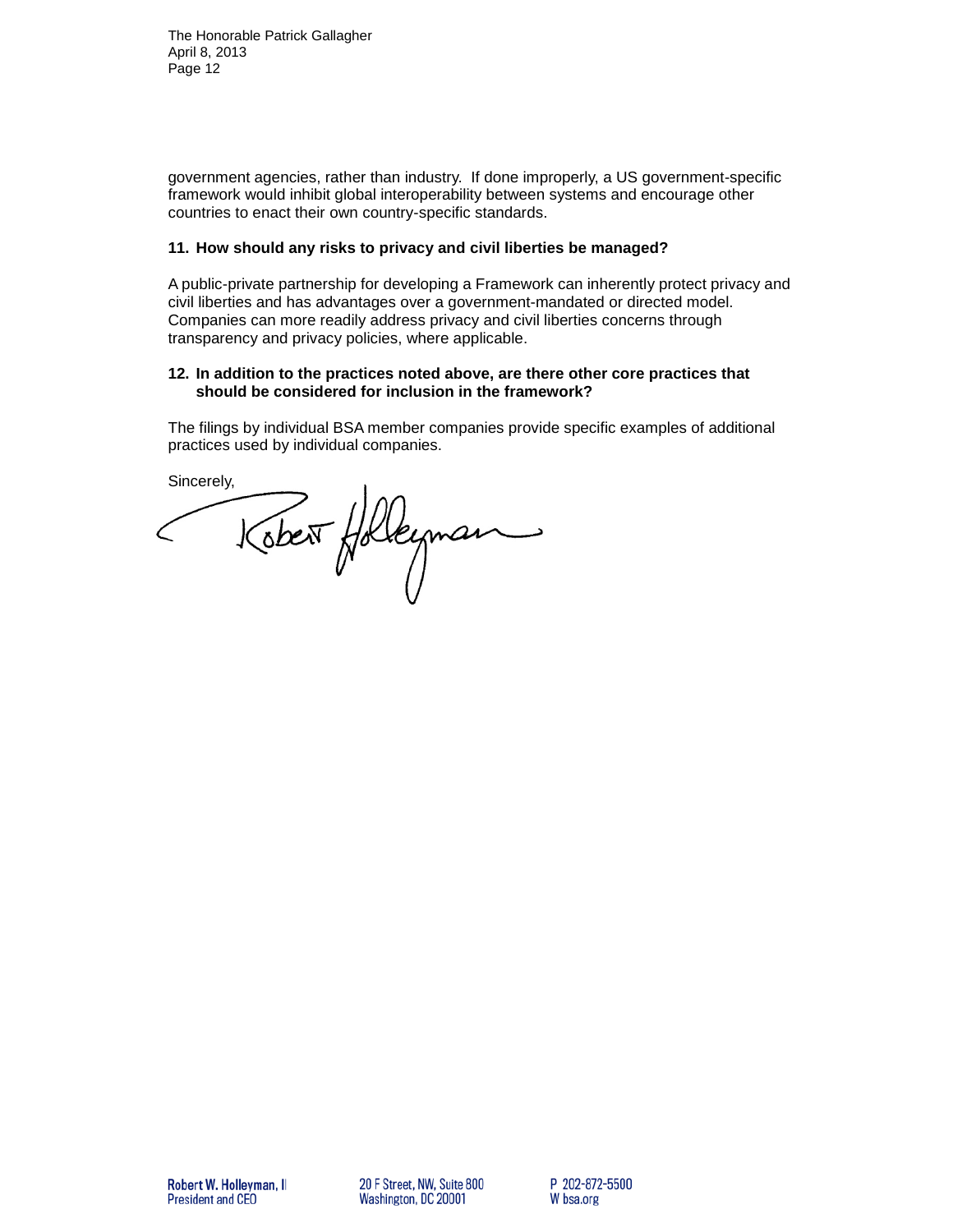government agencies, rather than industry. If done improperly, a US government-specific framework would inhibit global interoperability between systems and encourage other countries to enact their own country-specific standards.

**11. How should any risks to privacy and civil liberties be managed?**

A public-private partnership for developing a Framework can inherently protect privacy and civil liberties and has advantages over a government-mandated or directed model. Companies can more readily address privacy and civil liberties concerns through transparency and privacy policies, where applicable.

**12. In addition to the practices noted above, are there other core practices that should be considered for inclusion in the framework?**

The filings by individual BSA member companies provide specific examples of additional practices used by individual companies.

Sincerely,

Robert Holleyman

Robert W. Holleyman, II
President and CEO

20 F Street, NW, Suite 800
Washington, DC 20001

P 202-872-5500
W bsa.org